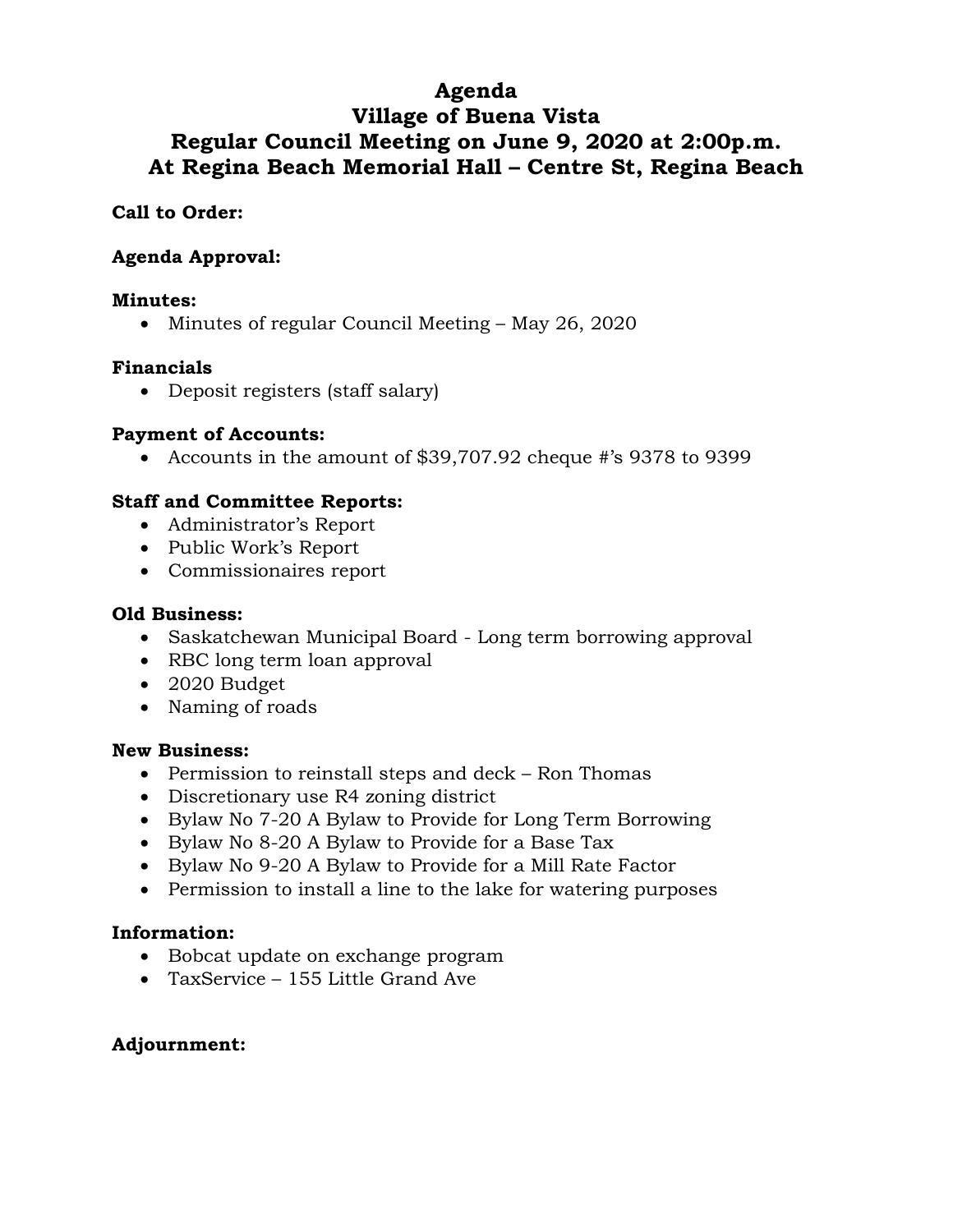# Agenda
# Village of Buena Vista
# Regular Council Meeting on June 9, 2020 at 2:00p.m.
# At Regina Beach Memorial Hall – Centre St, Regina Beach

**Call to Order:**

**Agenda Approval:**

**Minutes:**

- Minutes of regular Council Meeting – May 26, 2020

**Financials**

- Deposit registers (staff salary)

**Payment of Accounts:**

- Accounts in the amount of $39,707.92 cheque #'s 9378 to 9399

**Staff and Committee Reports:**

- Administrator's Report
- Public Work's Report
- Commissionaires report

**Old Business:**

- Saskatchewan Municipal Board - Long term borrowing approval
- RBC long term loan approval
- 2020 Budget
- Naming of roads

**New Business:**

- Permission to reinstall steps and deck – Ron Thomas
- Discretionary use R4 zoning district
- Bylaw No 7-20 A Bylaw to Provide for Long Term Borrowing
- Bylaw No 8-20 A Bylaw to Provide for a Base Tax
- Bylaw No 9-20 A Bylaw to Provide for a Mill Rate Factor
- Permission to install a line to the lake for watering purposes

**Information:**

- Bobcat update on exchange program
- TaxService – 155 Little Grand Ave

**Adjournment:**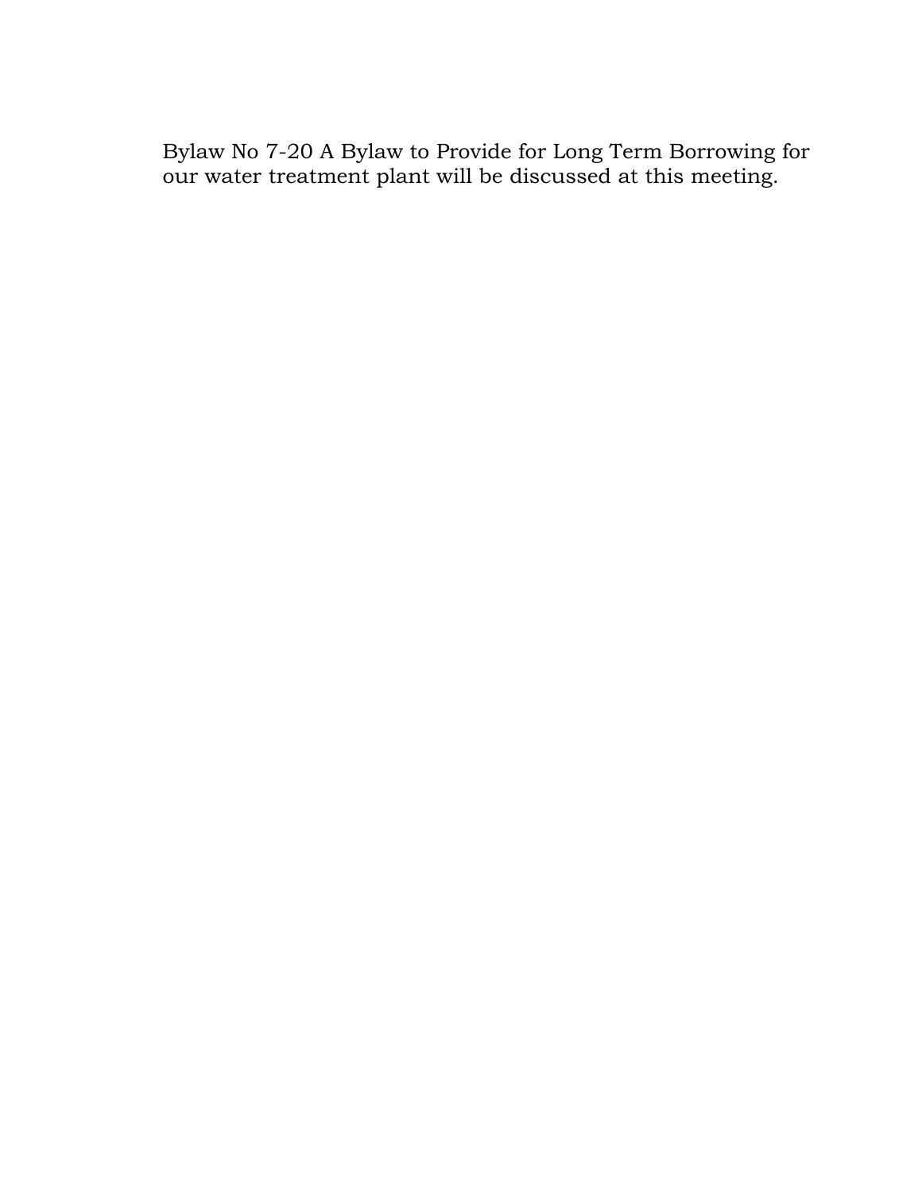Bylaw No 7-20 A Bylaw to Provide for Long Term Borrowing for our water treatment plant will be discussed at this meeting.